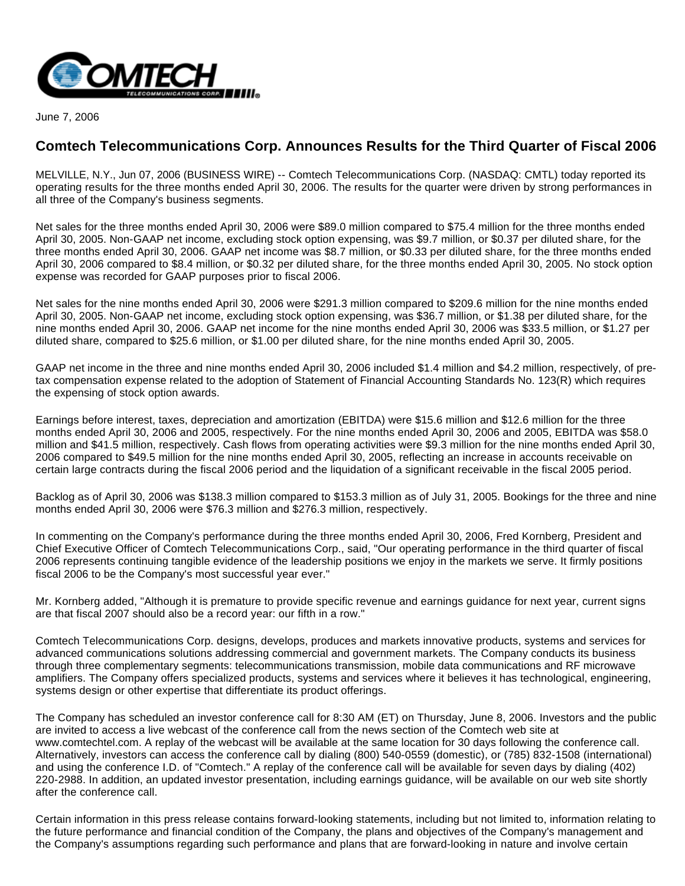June 7, 2006

## Comtech Telecommunications Corp. Announces Results for the Third Quarter of Fiscal 2006

MELVILLE, N.Y., Jun 07, 2006 (BUSINESS WIRE) -- Comtech Telecommunications Corp. (NASDAQ: CMTL) today reported its operating results for the three months ended April 30, 2006. The results for the quarter were driven by strong performances in all three of the Company's business segments.

Net sales for the three months ended April 30, 2006 were $89.0 million compared to $75.4 million for the three months ended April 30, 2005. Non-GAAP net income, excluding stock option expensing, was $9.7 million, or $0.37 per diluted share, for the three months ended April 30, 2006. GAAP net income was $8.7 million, or $0.33 per diluted share, for the three months ended April 30, 2006 compared to $8.4 million, or $0.32 per diluted share, for the three months ended April 30, 2005. No stock option expense was recorded for GAAP purposes prior to fiscal 2006.

Net sales for the nine months ended April 30, 2006 were $291.3 million compared to $209.6 million for the nine months ended April 30, 2005. Non-GAAP net income, excluding stock option expensing, was $36.7 million, or $1.38 per diluted share, for the nine months ended April 30, 2006. GAAP net income for the nine months ended April 30, 2006 was $33.5 million, or $1.27 per diluted share, compared to $25.6 million, or $1.00 per diluted share, for the nine months ended April 30, 2005.

GAAP net income in the three and nine months ended April 30, 2006 included $1.4 million and $4.2 million, respectively, of pre-tax compensation expense related to the adoption of Statement of Financial Accounting Standards No. 123(R) which requires the expensing of stock option awards.

Earnings before interest, taxes, depreciation and amortization (EBITDA) were $15.6 million and $12.6 million for the three months ended April 30, 2006 and 2005, respectively. For the nine months ended April 30, 2006 and 2005, EBITDA was $58.0 million and $41.5 million, respectively. Cash flows from operating activities were $9.3 million for the nine months ended April 30, 2006 compared to $49.5 million for the nine months ended April 30, 2005, reflecting an increase in accounts receivable on certain large contracts during the fiscal 2006 period and the liquidation of a significant receivable in the fiscal 2005 period.

Backlog as of April 30, 2006 was $138.3 million compared to $153.3 million as of July 31, 2005. Bookings for the three and nine months ended April 30, 2006 were $76.3 million and $276.3 million, respectively.

In commenting on the Company's performance during the three months ended April 30, 2006, Fred Kornberg, President and Chief Executive Officer of Comtech Telecommunications Corp., said, "Our operating performance in the third quarter of fiscal 2006 represents continuing tangible evidence of the leadership positions we enjoy in the markets we serve. It firmly positions fiscal 2006 to be the Company's most successful year ever."

Mr. Kornberg added, "Although it is premature to provide specific revenue and earnings guidance for next year, current signs are that fiscal 2007 should also be a record year: our fifth in a row."

Comtech Telecommunications Corp. designs, develops, produces and markets innovative products, systems and services for advanced communications solutions addressing commercial and government markets. The Company conducts its business through three complementary segments: telecommunications transmission, mobile data communications and RF microwave amplifiers. The Company offers specialized products, systems and services where it believes it has technological, engineering, systems design or other expertise that differentiate its product offerings.

The Company has scheduled an investor conference call for 8:30 AM (ET) on Thursday, June 8, 2006. Investors and the public are invited to access a live webcast of the conference call from the news section of the Comtech web site at www.comtechtel.com. A replay of the webcast will be available at the same location for 30 days following the conference call. Alternatively, investors can access the conference call by dialing (800) 540-0559 (domestic), or (785) 832-1508 (international) and using the conference I.D. of "Comtech." A replay of the conference call will be available for seven days by dialing (402) 220-2988. In addition, an updated investor presentation, including earnings guidance, will be available on our web site shortly after the conference call.

Certain information in this press release contains forward-looking statements, including but not limited to, information relating to the future performance and financial condition of the Company, the plans and objectives of the Company's management and the Company's assumptions regarding such performance and plans that are forward-looking in nature and involve certain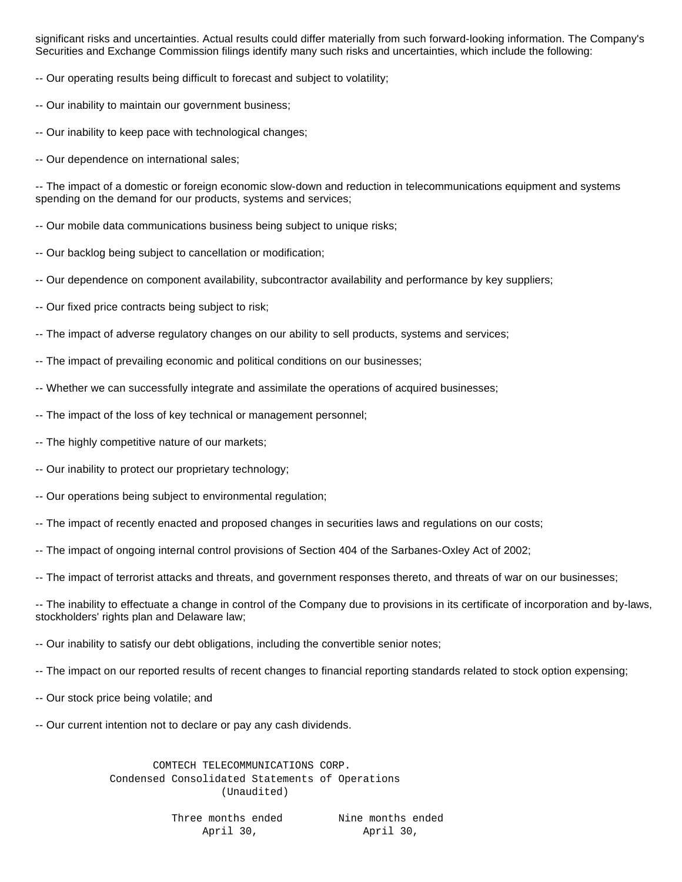significant risks and uncertainties. Actual results could differ materially from such forward-looking information. The Company's Securities and Exchange Commission filings identify many such risks and uncertainties, which include the following:

-- Our operating results being difficult to forecast and subject to volatility;

-- Our inability to maintain our government business;

-- Our inability to keep pace with technological changes;

-- Our dependence on international sales;

-- The impact of a domestic or foreign economic slow-down and reduction in telecommunications equipment and systems spending on the demand for our products, systems and services;

-- Our mobile data communications business being subject to unique risks;

-- Our backlog being subject to cancellation or modification;

-- Our dependence on component availability, subcontractor availability and performance by key suppliers;

-- Our fixed price contracts being subject to risk;

-- The impact of adverse regulatory changes on our ability to sell products, systems and services;

-- The impact of prevailing economic and political conditions on our businesses;

-- Whether we can successfully integrate and assimilate the operations of acquired businesses;

-- The impact of the loss of key technical or management personnel;

-- The highly competitive nature of our markets;

-- Our inability to protect our proprietary technology;

-- Our operations being subject to environmental regulation;

-- The impact of recently enacted and proposed changes in securities laws and regulations on our costs;

-- The impact of ongoing internal control provisions of Section 404 of the Sarbanes-Oxley Act of 2002;

-- The impact of terrorist attacks and threats, and government responses thereto, and threats of war on our businesses;

-- The inability to effectuate a change in control of the Company due to provisions in its certificate of incorporation and by-laws, stockholders' rights plan and Delaware law;

-- Our inability to satisfy our debt obligations, including the convertible senior notes;

-- The impact on our reported results of recent changes to financial reporting standards related to stock option expensing;

-- Our stock price being volatile; and

-- Our current intention not to declare or pay any cash dividends.

COMTECH TELECOMMUNICATIONS CORP.
Condensed Consolidated Statements of Operations
(Unaudited)

| | Three months ended April 30, | Nine months ended April 30, |
|---|---|---|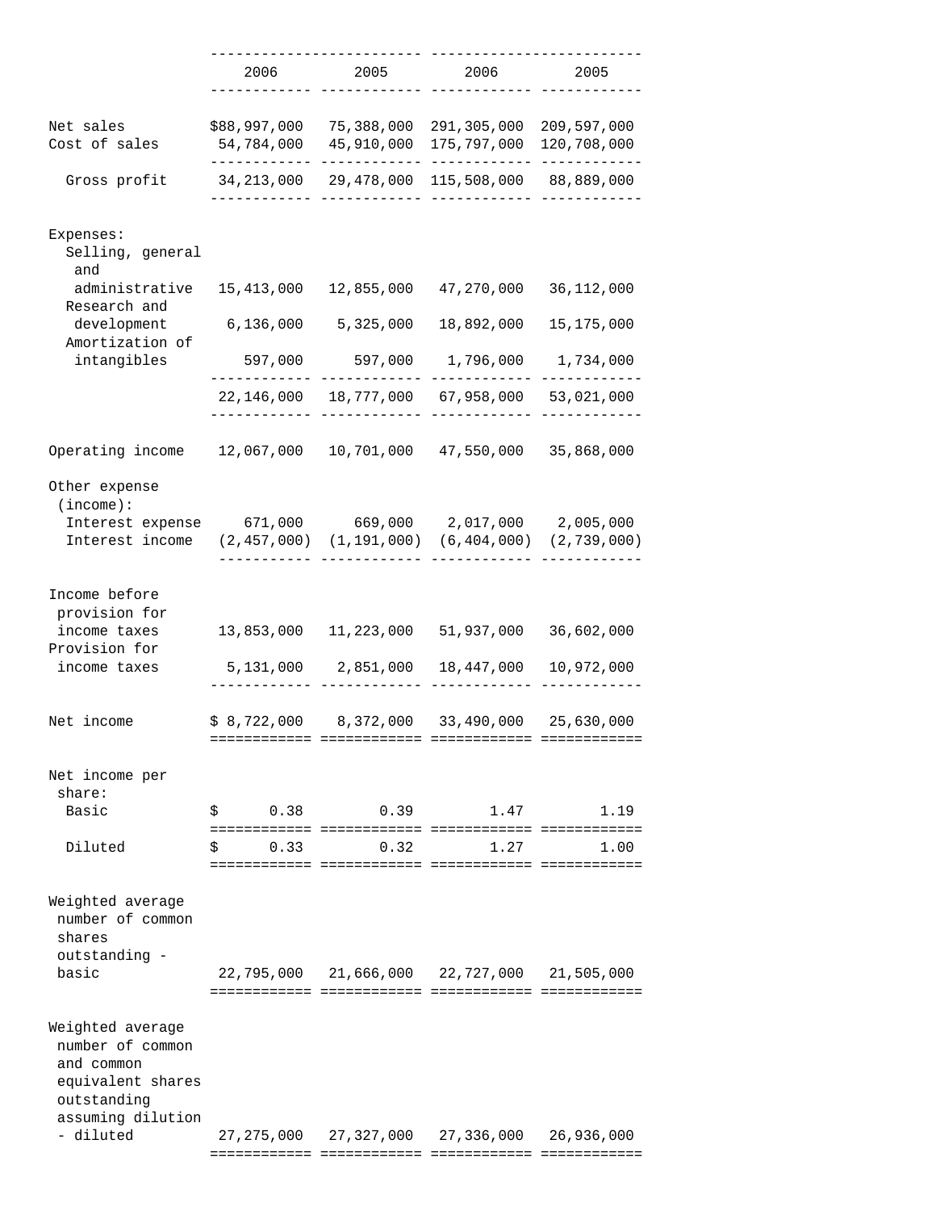| | 2006 | 2005 | 2006 | 2005 |
|---|---|---|---|---|
| Net sales | $88,997,000 | 75,388,000 | 291,305,000 | 209,597,000 |
| Cost of sales | 54,784,000 | 45,910,000 | 175,797,000 | 120,708,000 |
| Gross profit | 34,213,000 | 29,478,000 | 115,508,000 | 88,889,000 |
| Expenses: | | | | |
| Selling, general and administrative | 15,413,000 | 12,855,000 | 47,270,000 | 36,112,000 |
| Research and development | 6,136,000 | 5,325,000 | 18,892,000 | 15,175,000 |
| Amortization of intangibles | 597,000 | 597,000 | 1,796,000 | 1,734,000 |
| | 22,146,000 | 18,777,000 | 67,958,000 | 53,021,000 |
| Operating income | 12,067,000 | 10,701,000 | 47,550,000 | 35,868,000 |
| Other expense (income): | | | | |
| Interest expense | 671,000 | 669,000 | 2,017,000 | 2,005,000 |
| Interest income | (2,457,000) | (1,191,000) | (6,404,000) | (2,739,000) |
| Income before provision for income taxes | 13,853,000 | 11,223,000 | 51,937,000 | 36,602,000 |
| Provision for income taxes | 5,131,000 | 2,851,000 | 18,447,000 | 10,972,000 |
| Net income | $ 8,722,000 | 8,372,000 | 33,490,000 | 25,630,000 |
| Net income per share: | | | | |
| Basic | $ 0.38 | 0.39 | 1.47 | 1.19 |
| Diluted | $ 0.33 | 0.32 | 1.27 | 1.00 |
| Weighted average number of common shares outstanding - basic | 22,795,000 | 21,666,000 | 22,727,000 | 21,505,000 |
| Weighted average number of common and common equivalent shares outstanding assuming dilution - diluted | 27,275,000 | 27,327,000 | 27,336,000 | 26,936,000 |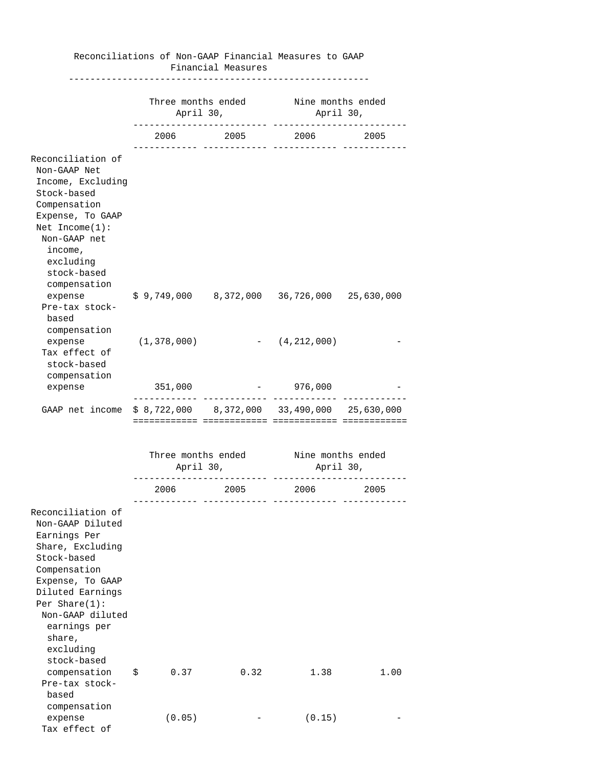## Reconciliations of Non-GAAP Financial Measures to GAAP Financial Measures

| | Three months ended April 30, | | Nine months ended April 30, | |
|---|---|---|---|---|
| | 2006 | 2005 | 2006 | 2005 |
| **Reconciliation of Non-GAAP Net Income, Excluding Stock-based Compensation Expense, To GAAP Net Income(1):** | | | | |
| Non-GAAP net income, excluding stock-based compensation expense | $ 9,749,000 | 8,372,000 | 36,726,000 | 25,630,000 |
| Pre-tax stock-based compensation expense | (1,378,000) | - | (4,212,000) | - |
| Tax effect of stock-based compensation expense | 351,000 | - | 976,000 | - |
| GAAP net income | $ 8,722,000 | 8,372,000 | 33,490,000 | 25,630,000 |

| | Three months ended April 30, | | Nine months ended April 30, | |
|---|---|---|---|---|
| | 2006 | 2005 | 2006 | 2005 |
| **Reconciliation of Non-GAAP Diluted Earnings Per Share, Excluding Stock-based Compensation Expense, To GAAP Diluted Earnings Per Share(1):** | | | | |
| Non-GAAP diluted earnings per share, excluding stock-based compensation | $ 0.37 | 0.32 | 1.38 | 1.00 |
| Pre-tax stock-based compensation expense | (0.05) | - | (0.15) | - |
| Tax effect of | | | | |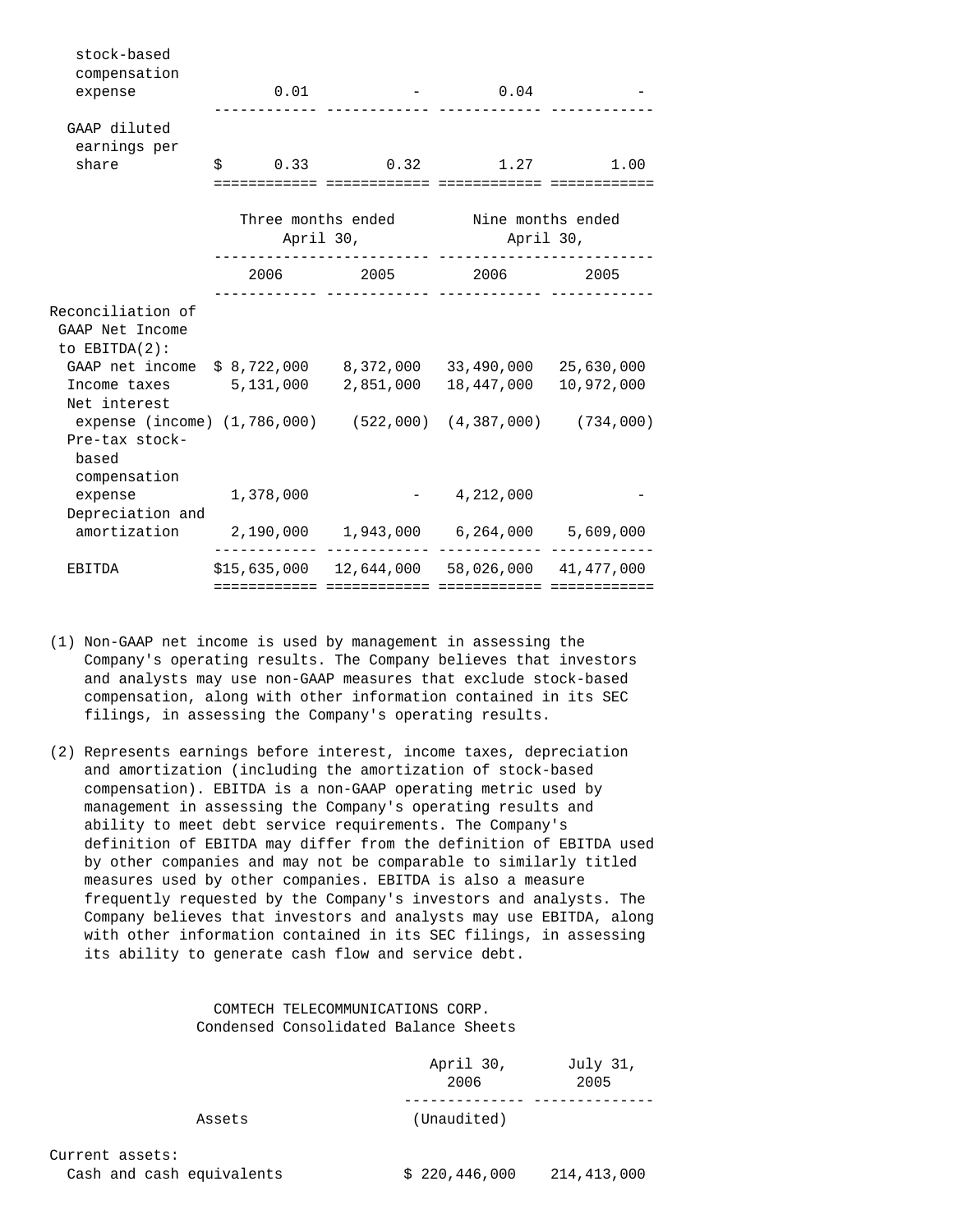| | | | | |
|---|---|---|---|---|
| stock-based compensation expense | 0.01 | - | 0.04 | - |
| GAAP diluted earnings per share | $ 0.33 | 0.32 | 1.27 | 1.00 |

| | Three months ended April 30, | | Nine months ended April 30, | |
|---|---|---|---|---|
| | 2006 | 2005 | 2006 | 2005 |
| Reconciliation of GAAP Net Income to EBITDA(2): | | | | |
| GAAP net income | $ 8,722,000 | 8,372,000 | 33,490,000 | 25,630,000 |
| Income taxes | 5,131,000 | 2,851,000 | 18,447,000 | 10,972,000 |
| Net interest expense (income) | (1,786,000) | (522,000) | (4,387,000) | (734,000) |
| Pre-tax stock-based compensation expense | 1,378,000 | - | 4,212,000 | - |
| Depreciation and amortization | 2,190,000 | 1,943,000 | 6,264,000 | 5,609,000 |
| EBITDA | $15,635,000 | 12,644,000 | 58,026,000 | 41,477,000 |

(1) Non-GAAP net income is used by management in assessing the Company's operating results. The Company believes that investors and analysts may use non-GAAP measures that exclude stock-based compensation, along with other information contained in its SEC filings, in assessing the Company's operating results.

(2) Represents earnings before interest, income taxes, depreciation and amortization (including the amortization of stock-based compensation). EBITDA is a non-GAAP operating metric used by management in assessing the Company's operating results and ability to meet debt service requirements. The Company's definition of EBITDA may differ from the definition of EBITDA used by other companies and may not be comparable to similarly titled measures used by other companies. EBITDA is also a measure frequently requested by the Company's investors and analysts. The Company believes that investors and analysts may use EBITDA, along with other information contained in its SEC filings, in assessing its ability to generate cash flow and service debt.

COMTECH TELECOMMUNICATIONS CORP.
Condensed Consolidated Balance Sheets

| | April 30, 2006 | July 31, 2005 |
|---|---|---|
| Assets | (Unaudited) | |
| Current assets: | | |
| Cash and cash equivalents | $ 220,446,000 | 214,413,000 |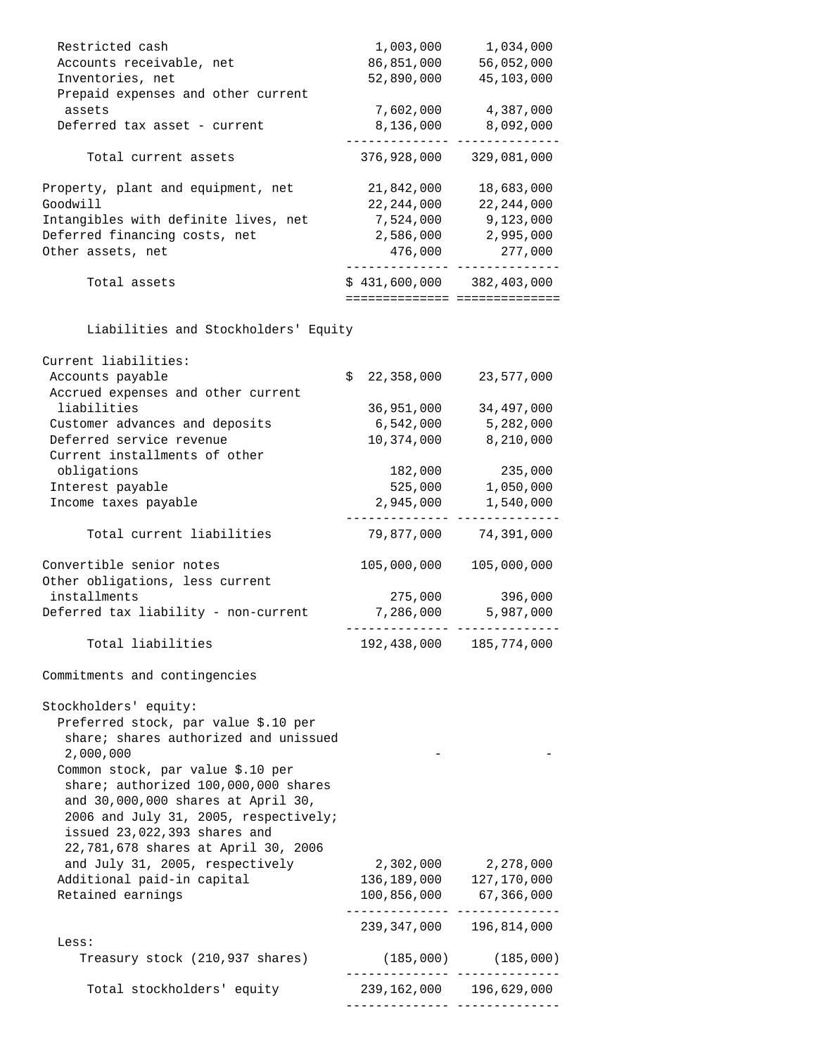| | | |
|---|---|---|
| Restricted cash | 1,003,000 | 1,034,000 |
| Accounts receivable, net | 86,851,000 | 56,052,000 |
| Inventories, net | 52,890,000 | 45,103,000 |
| Prepaid expenses and other current assets | 7,602,000 | 4,387,000 |
| Deferred tax asset - current | 8,136,000 | 8,092,000 |
| Total current assets | 376,928,000 | 329,081,000 |
| Property, plant and equipment, net | 21,842,000 | 18,683,000 |
| Goodwill | 22,244,000 | 22,244,000 |
| Intangibles with definite lives, net | 7,524,000 | 9,123,000 |
| Deferred financing costs, net | 2,586,000 | 2,995,000 |
| Other assets, net | 476,000 | 277,000 |
| Total assets | $ 431,600,000 | 382,403,000 |
| **Liabilities and Stockholders' Equity** | | |
| Current liabilities: | | |
| Accounts payable | $ 22,358,000 | 23,577,000 |
| Accrued expenses and other current liabilities | 36,951,000 | 34,497,000 |
| Customer advances and deposits | 6,542,000 | 5,282,000 |
| Deferred service revenue | 10,374,000 | 8,210,000 |
| Current installments of other obligations | 182,000 | 235,000 |
| Interest payable | 525,000 | 1,050,000 |
| Income taxes payable | 2,945,000 | 1,540,000 |
| Total current liabilities | 79,877,000 | 74,391,000 |
| Convertible senior notes | 105,000,000 | 105,000,000 |
| Other obligations, less current installments | 275,000 | 396,000 |
| Deferred tax liability - non-current | 7,286,000 | 5,987,000 |
| Total liabilities | 192,438,000 | 185,774,000 |
| Commitments and contingencies | | |
| Stockholders' equity: | | |
| Preferred stock, par value $.10 per share; shares authorized and unissued 2,000,000 | - | - |
| Common stock, par value $.10 per share; authorized 100,000,000 shares and 30,000,000 shares at April 30, 2006 and July 31, 2005, respectively; issued 23,022,393 shares and 22,781,678 shares at April 30, 2006 and July 31, 2005, respectively | 2,302,000 | 2,278,000 |
| Additional paid-in capital | 136,189,000 | 127,170,000 |
| Retained earnings | 100,856,000 | 67,366,000 |
| | 239,347,000 | 196,814,000 |
| Less: | | |
| Treasury stock (210,937 shares) | (185,000) | (185,000) |
| Total stockholders' equity | 239,162,000 | 196,629,000 |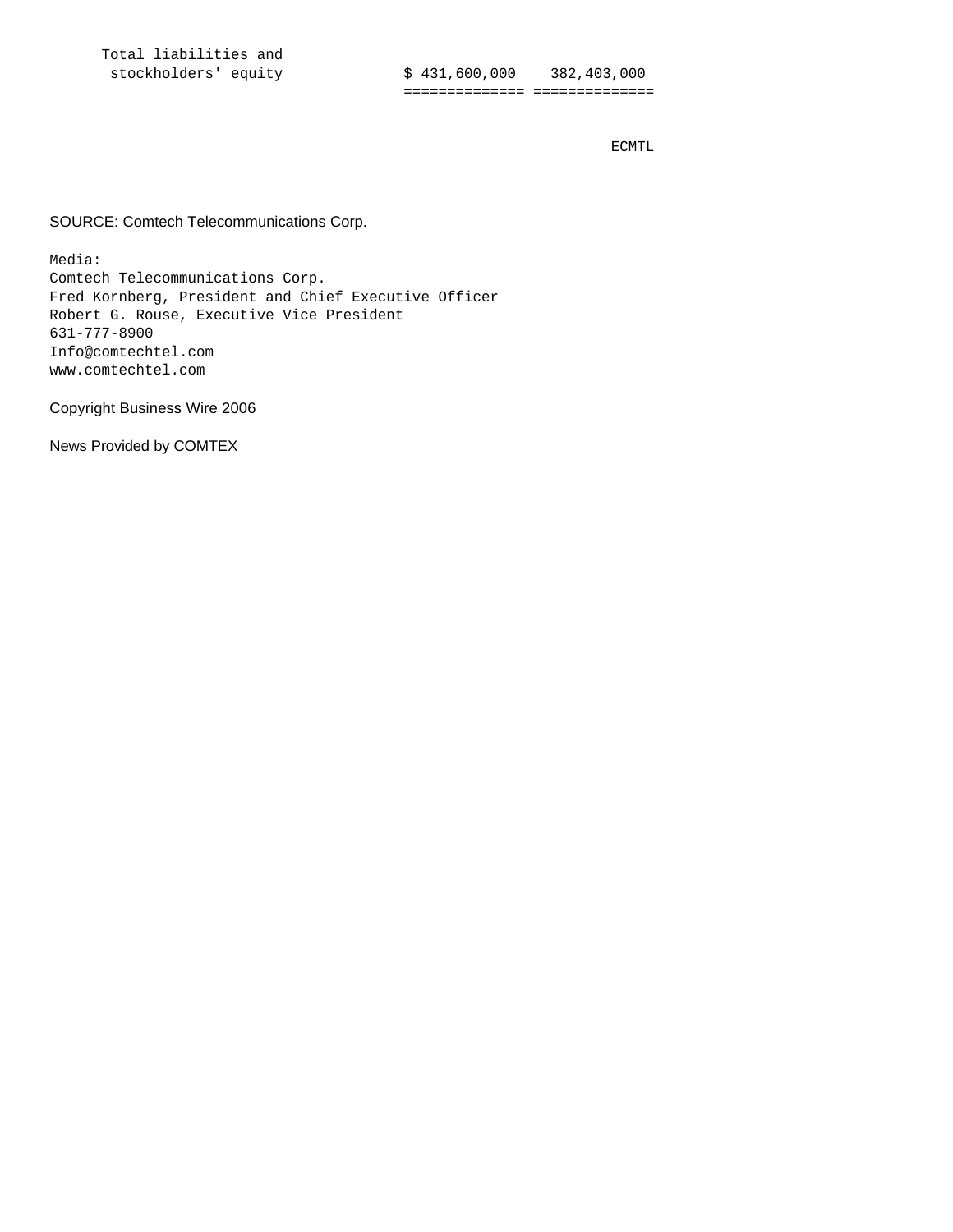| | | |
|---|---|---|
| Total liabilities and stockholders' equity | $ 431,600,000 | 382,403,000 |

ECMTL

SOURCE: Comtech Telecommunications Corp.

Media:
Comtech Telecommunications Corp.
Fred Kornberg, President and Chief Executive Officer
Robert G. Rouse, Executive Vice President
631-777-8900
Info@comtechtel.com
www.comtechtel.com

Copyright Business Wire 2006

News Provided by COMTEX